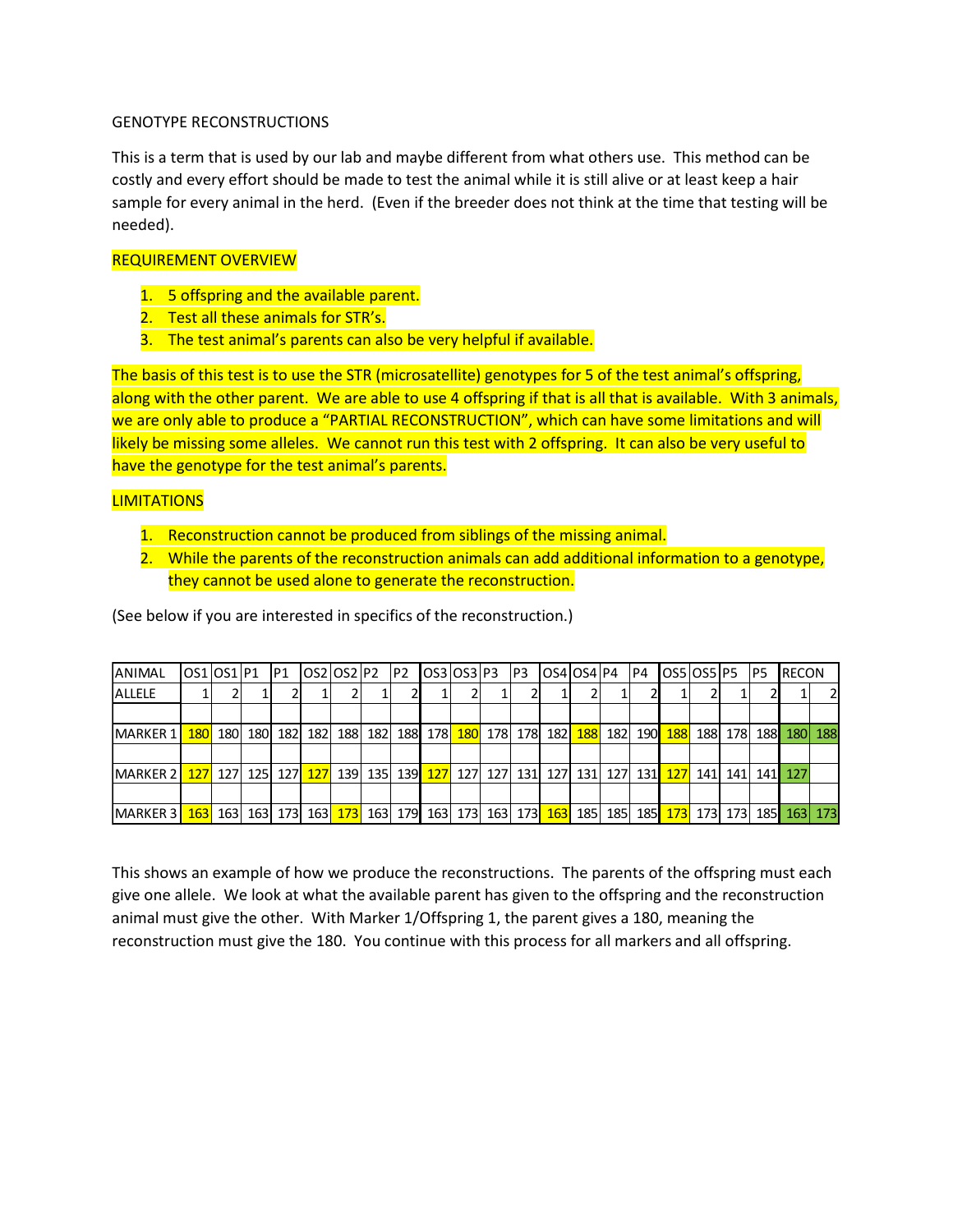GENOTYPE RECONSTRUCTIONS

This is a term that is used by our lab and maybe different from what others use. This method can be costly and every effort should be made to test the animal while it is still alive or at least keep a hair sample for every animal in the herd. (Even if the breeder does not think at the time that testing will be needed).

REQUIREMENT OVERVIEW

1. 5 offspring and the available parent.
2. Test all these animals for STR's.
3. The test animal's parents can also be very helpful if available.

The basis of this test is to use the STR (microsatellite) genotypes for 5 of the test animal's offspring, along with the other parent. We are able to use 4 offspring if that is all that is available. With 3 animals, we are only able to produce a "PARTIAL RECONSTRUCTION", which can have some limitations and will likely be missing some alleles. We cannot run this test with 2 offspring. It can also be very useful to have the genotype for the test animal's parents.

LIMITATIONS

1. Reconstruction cannot be produced from siblings of the missing animal.
2. While the parents of the reconstruction animals can add additional information to a genotype, they cannot be used alone to generate the reconstruction.

(See below if you are interested in specifics of the reconstruction.)

| ANIMAL | OS1 | OS1 | P1 | P1 | OS2 | OS2 | P2 | P2 | OS3 | OS3 | P3 | P3 | OS4 | OS4 | P4 | P4 | OS5 | OS5 | P5 | P5 | RECON | |
|---|---|---|---|---|---|---|---|---|---|---|---|---|---|---|---|---|---|---|---|---|---|---|
| ALLELE | 1 | 2 | 1 | 2 | 1 | 2 | 1 | 2 | 1 | 2 | 1 | 2 | 1 | 2 | 1 | 2 | 1 | 2 | 1 | 2 | 1 | 2 |
| | | | | | | | | | | | | | | | | | | | | | | |
| MARKER 1 | 180 | 180 | 180 | 182 | 182 | 188 | 182 | 188 | 178 | 180 | 178 | 178 | 182 | 188 | 182 | 190 | 188 | 188 | 178 | 188 | 180 | 188 |
| | | | | | | | | | | | | | | | | | | | | | | |
| MARKER 2 | 127 | 127 | 125 | 127 | 127 | 139 | 135 | 139 | 127 | 127 | 127 | 131 | 127 | 131 | 127 | 131 | 127 | 141 | 141 | 141 | 127 | |
| | | | | | | | | | | | | | | | | | | | | | | |
| MARKER 3 | 163 | 163 | 163 | 173 | 163 | 173 | 163 | 179 | 163 | 173 | 163 | 173 | 163 | 185 | 185 | 185 | 173 | 173 | 173 | 185 | 163 | 173 |

This shows an example of how we produce the reconstructions. The parents of the offspring must each give one allele. We look at what the available parent has given to the offspring and the reconstruction animal must give the other. With Marker 1/Offspring 1, the parent gives a 180, meaning the reconstruction must give the 180. You continue with this process for all markers and all offspring.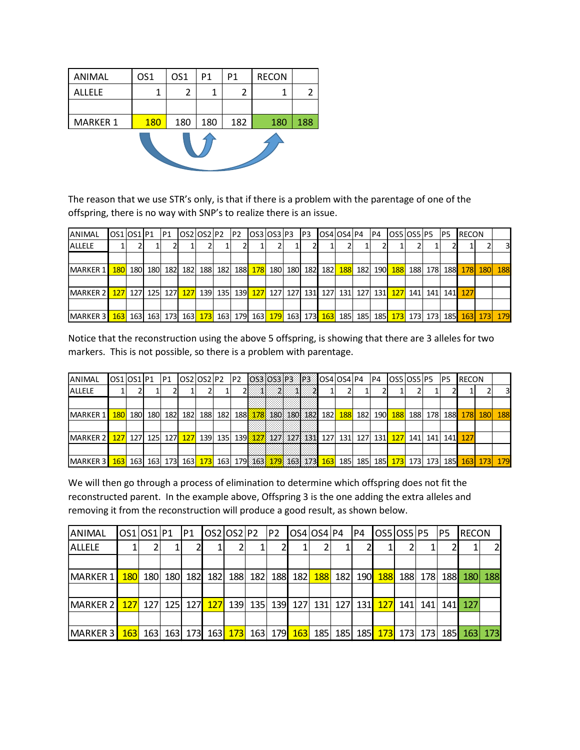| ANIMAL | OS1 | OS1 | P1 | P1 | RECON | |
|---|---|---|---|---|---|---|
| ALLELE | 1 | 2 | 1 | 2 | 1 | 2 |
| | | | | | | |
| MARKER 1 | 180 | 180 | 180 | 182 | 180 | 188 |

The reason that we use STR's only, is that if there is a problem with the parentage of one of the offspring, there is no way with SNP's to realize there is an issue.

| ANIMAL | OS1 | OS1 | P1 | P1 | OS2 | OS2 | P2 | P2 | OS3 | OS3 | P3 | P3 | OS4 | OS4 | P4 | P4 | OS5 | OS5 | P5 | P5 | RECON | | |
|---|---|---|---|---|---|---|---|---|---|---|---|---|---|---|---|---|---|---|---|---|---|---|---|
| ALLELE | 1 | 2 | 1 | 2 | 1 | 2 | 1 | 2 | 1 | 2 | 1 | 2 | 1 | 2 | 1 | 2 | 1 | 2 | 1 | 2 | 1 | 2 | 3 |
| | | | | | | | | | | | | | | | | | | | | | | | |
| MARKER 1 | 180 | 180 | 180 | 182 | 182 | 188 | 182 | 188 | 178 | 180 | 180 | 182 | 182 | 188 | 182 | 190 | 188 | 188 | 178 | 188 | 178 | 180 | 188 |
| | | | | | | | | | | | | | | | | | | | | | | | |
| MARKER 2 | 127 | 127 | 125 | 127 | 127 | 139 | 135 | 139 | 127 | 127 | 127 | 131 | 127 | 131 | 127 | 131 | 127 | 141 | 141 | 141 | 127 | | |
| | | | | | | | | | | | | | | | | | | | | | | | |
| MARKER 3 | 163 | 163 | 163 | 173 | 163 | 173 | 163 | 179 | 163 | 179 | 163 | 173 | 163 | 185 | 185 | 185 | 173 | 173 | 173 | 185 | 163 | 173 | 179 |

Notice that the reconstruction using the above 5 offspring, is showing that there are 3 alleles for two markers. This is not possible, so there is a problem with parentage.

| ANIMAL | OS1 | OS1 | P1 | P1 | OS2 | OS2 | P2 | P2 | OS3 | OS3 | P3 | P3 | OS4 | OS4 | P4 | P4 | OS5 | OS5 | P5 | P5 | RECON | | |
|---|---|---|---|---|---|---|---|---|---|---|---|---|---|---|---|---|---|---|---|---|---|---|---|
| ALLELE | 1 | 2 | 1 | 2 | 1 | 2 | 1 | 2 | 1 | 2 | 1 | 2 | 1 | 2 | 1 | 2 | 1 | 2 | 1 | 2 | 1 | 2 | 3 |
| | | | | | | | | | | | | | | | | | | | | | | | |
| MARKER 1 | 180 | 180 | 180 | 182 | 182 | 188 | 182 | 188 | 178 | 180 | 180 | 182 | 182 | 188 | 182 | 190 | 188 | 188 | 178 | 188 | 178 | 180 | 188 |
| | | | | | | | | | | | | | | | | | | | | | | | |
| MARKER 2 | 127 | 127 | 125 | 127 | 127 | 139 | 135 | 139 | 127 | 127 | 127 | 131 | 127 | 131 | 127 | 131 | 127 | 141 | 141 | 141 | 127 | | |
| | | | | | | | | | | | | | | | | | | | | | | | |
| MARKER 3 | 163 | 163 | 163 | 173 | 163 | 173 | 163 | 179 | 163 | 179 | 163 | 173 | 163 | 185 | 185 | 185 | 173 | 173 | 173 | 185 | 163 | 173 | 179 |

We will then go through a process of elimination to determine which offspring does not fit the reconstructed parent. In the example above, Offspring 3 is the one adding the extra alleles and removing it from the reconstruction will produce a good result, as shown below.

| ANIMAL | OS1 | OS1 | P1 | P1 | OS2 | OS2 | P2 | P2 | OS4 | OS4 | P4 | P4 | OS5 | OS5 | P5 | P5 | RECON | |
|---|---|---|---|---|---|---|---|---|---|---|---|---|---|---|---|---|---|---|
| ALLELE | 1 | 2 | 1 | 2 | 1 | 2 | 1 | 2 | 1 | 2 | 1 | 2 | 1 | 2 | 1 | 2 | 1 | 2 |
| | | | | | | | | | | | | | | | | | | |
| MARKER 1 | 180 | 180 | 180 | 182 | 182 | 188 | 182 | 188 | 182 | 188 | 182 | 190 | 188 | 188 | 178 | 188 | 180 | 188 |
| | | | | | | | | | | | | | | | | | | |
| MARKER 2 | 127 | 127 | 125 | 127 | 127 | 139 | 135 | 139 | 127 | 131 | 127 | 131 | 127 | 141 | 141 | 141 | 127 | |
| | | | | | | | | | | | | | | | | | | |
| MARKER 3 | 163 | 163 | 163 | 173 | 163 | 173 | 163 | 179 | 163 | 185 | 185 | 185 | 173 | 173 | 173 | 185 | 163 | 173 |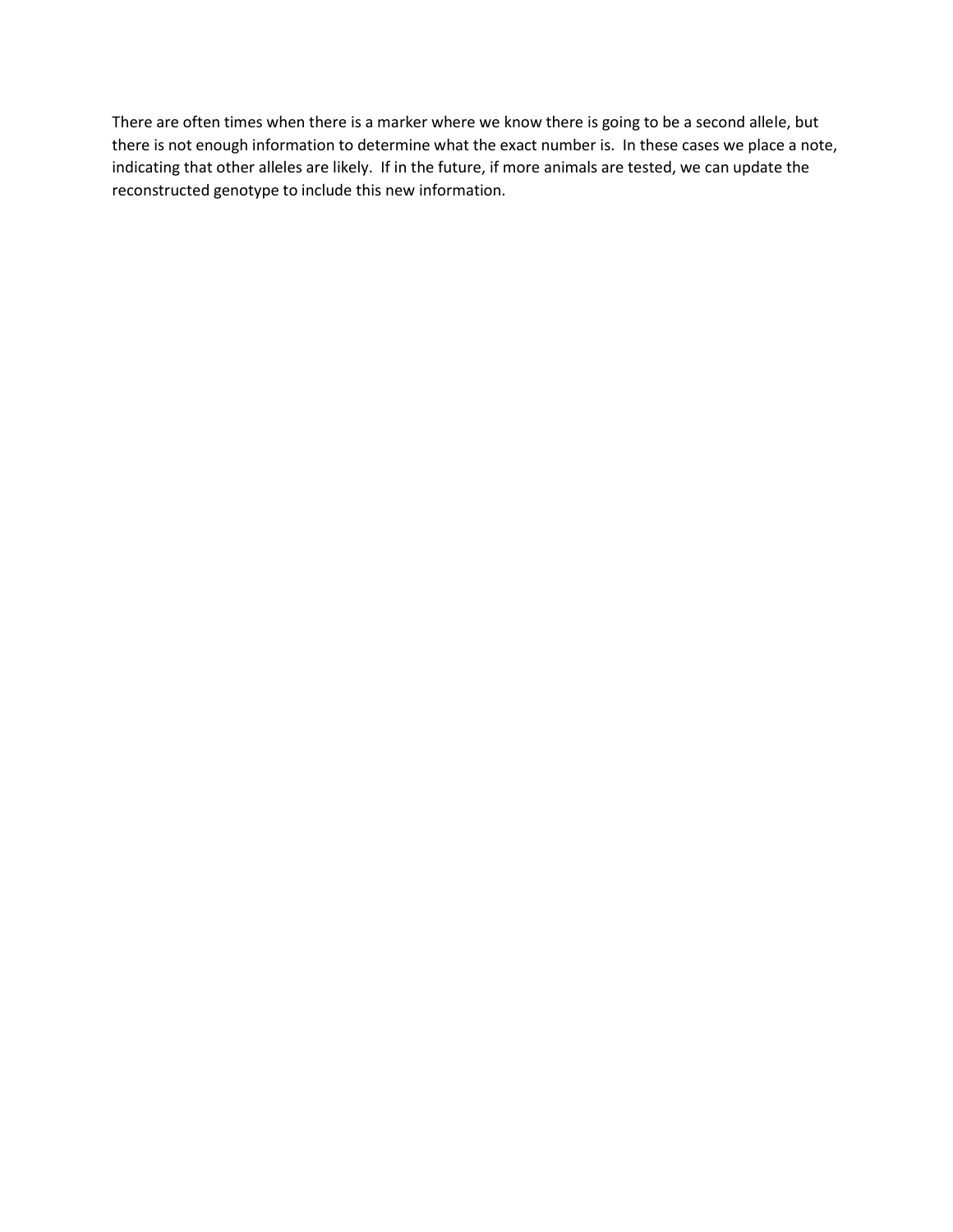There are often times when there is a marker where we know there is going to be a second allele, but there is not enough information to determine what the exact number is. In these cases we place a note, indicating that other alleles are likely. If in the future, if more animals are tested, we can update the reconstructed genotype to include this new information.